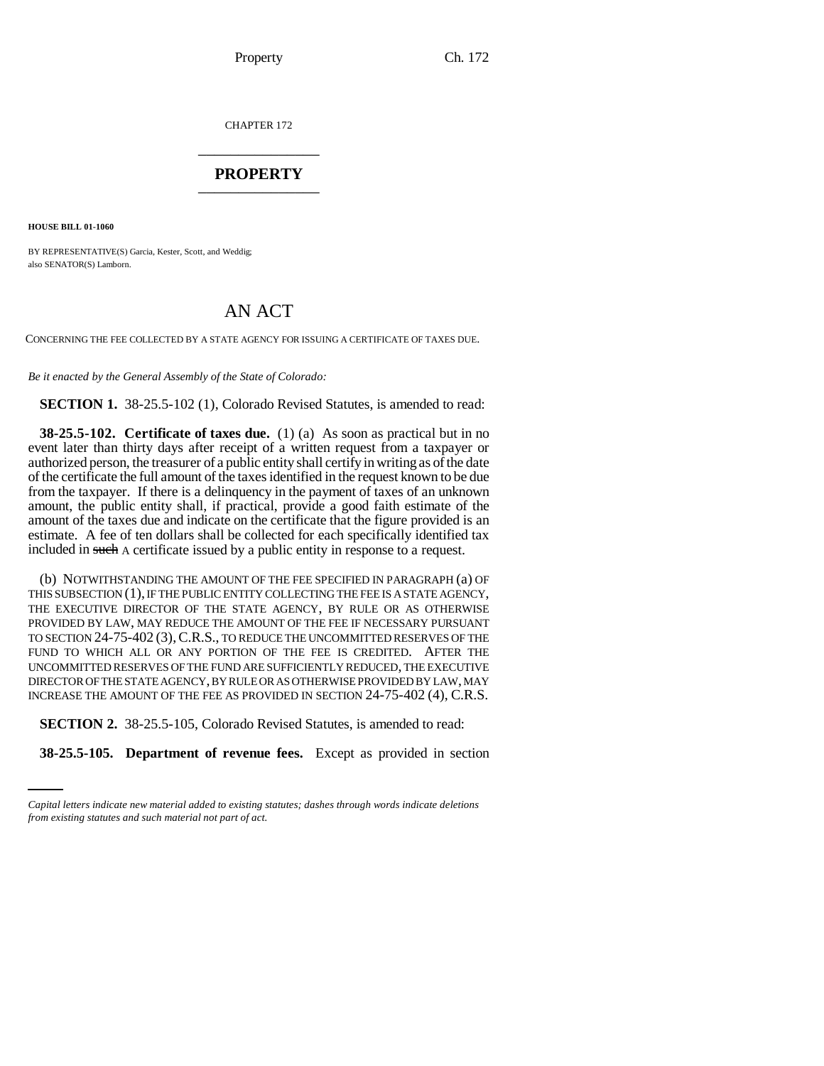CHAPTER 172

# PROPERTY

**HOUSE BILL 01-1060**

BY REPRESENTATIVE(S) Garcia, Kester, Scott, and Weddig;
also SENATOR(S) Lamborn.

# AN ACT

CONCERNING THE FEE COLLECTED BY A STATE AGENCY FOR ISSUING A CERTIFICATE OF TAXES DUE.

*Be it enacted by the General Assembly of the State of Colorado:*

**SECTION 1.** 38-25.5-102 (1), Colorado Revised Statutes, is amended to read:

**38-25.5-102. Certificate of taxes due.** (1) (a) As soon as practical but in no event later than thirty days after receipt of a written request from a taxpayer or authorized person, the treasurer of a public entity shall certify in writing as of the date of the certificate the full amount of the taxes identified in the request known to be due from the taxpayer. If there is a delinquency in the payment of taxes of an unknown amount, the public entity shall, if practical, provide a good faith estimate of the amount of the taxes due and indicate on the certificate that the figure provided is an estimate. A fee of ten dollars shall be collected for each specifically identified tax included in ~~such~~ A certificate issued by a public entity in response to a request.

(b) NOTWITHSTANDING THE AMOUNT OF THE FEE SPECIFIED IN PARAGRAPH (a) OF THIS SUBSECTION (1), IF THE PUBLIC ENTITY COLLECTING THE FEE IS A STATE AGENCY, THE EXECUTIVE DIRECTOR OF THE STATE AGENCY, BY RULE OR AS OTHERWISE PROVIDED BY LAW, MAY REDUCE THE AMOUNT OF THE FEE IF NECESSARY PURSUANT TO SECTION 24-75-402 (3), C.R.S., TO REDUCE THE UNCOMMITTED RESERVES OF THE FUND TO WHICH ALL OR ANY PORTION OF THE FEE IS CREDITED. AFTER THE UNCOMMITTED RESERVES OF THE FUND ARE SUFFICIENTLY REDUCED, THE EXECUTIVE DIRECTOR OF THE STATE AGENCY, BY RULE OR AS OTHERWISE PROVIDED BY LAW, MAY INCREASE THE AMOUNT OF THE FEE AS PROVIDED IN SECTION 24-75-402 (4), C.R.S.

**SECTION 2.** 38-25.5-105, Colorado Revised Statutes, is amended to read:

**38-25.5-105. Department of revenue fees.** Except as provided in section

*Capital letters indicate new material added to existing statutes; dashes through words indicate deletions from existing statutes and such material not part of act.*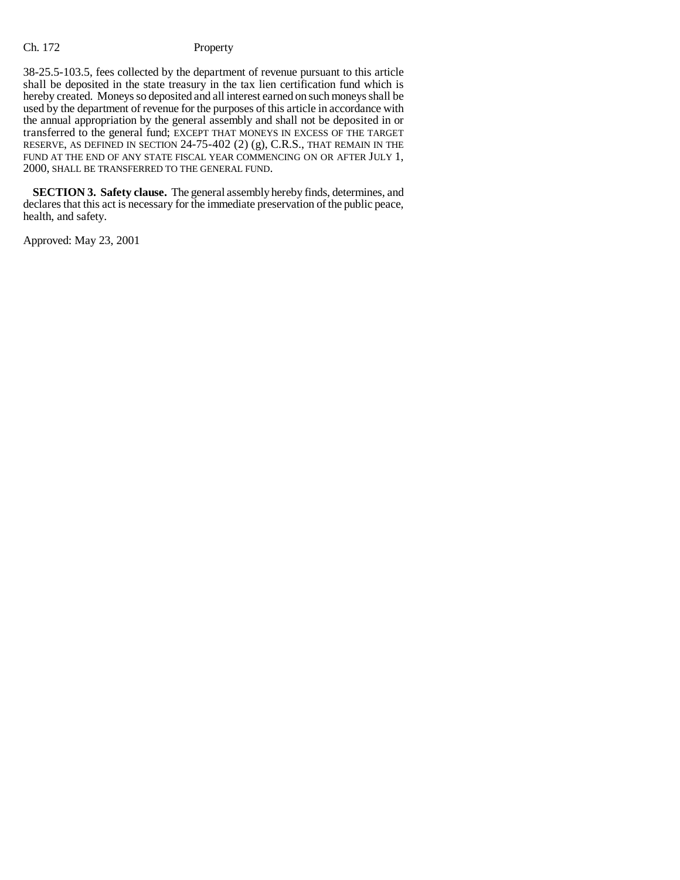38-25.5-103.5, fees collected by the department of revenue pursuant to this article shall be deposited in the state treasury in the tax lien certification fund which is hereby created. Moneys so deposited and all interest earned on such moneys shall be used by the department of revenue for the purposes of this article in accordance with the annual appropriation by the general assembly and shall not be deposited in or transferred to the general fund; EXCEPT THAT MONEYS IN EXCESS OF THE TARGET RESERVE, AS DEFINED IN SECTION 24-75-402 (2) (g), C.R.S., THAT REMAIN IN THE FUND AT THE END OF ANY STATE FISCAL YEAR COMMENCING ON OR AFTER JULY 1, 2000, SHALL BE TRANSFERRED TO THE GENERAL FUND.

**SECTION 3. Safety clause.** The general assembly hereby finds, determines, and declares that this act is necessary for the immediate preservation of the public peace, health, and safety.

Approved: May 23, 2001